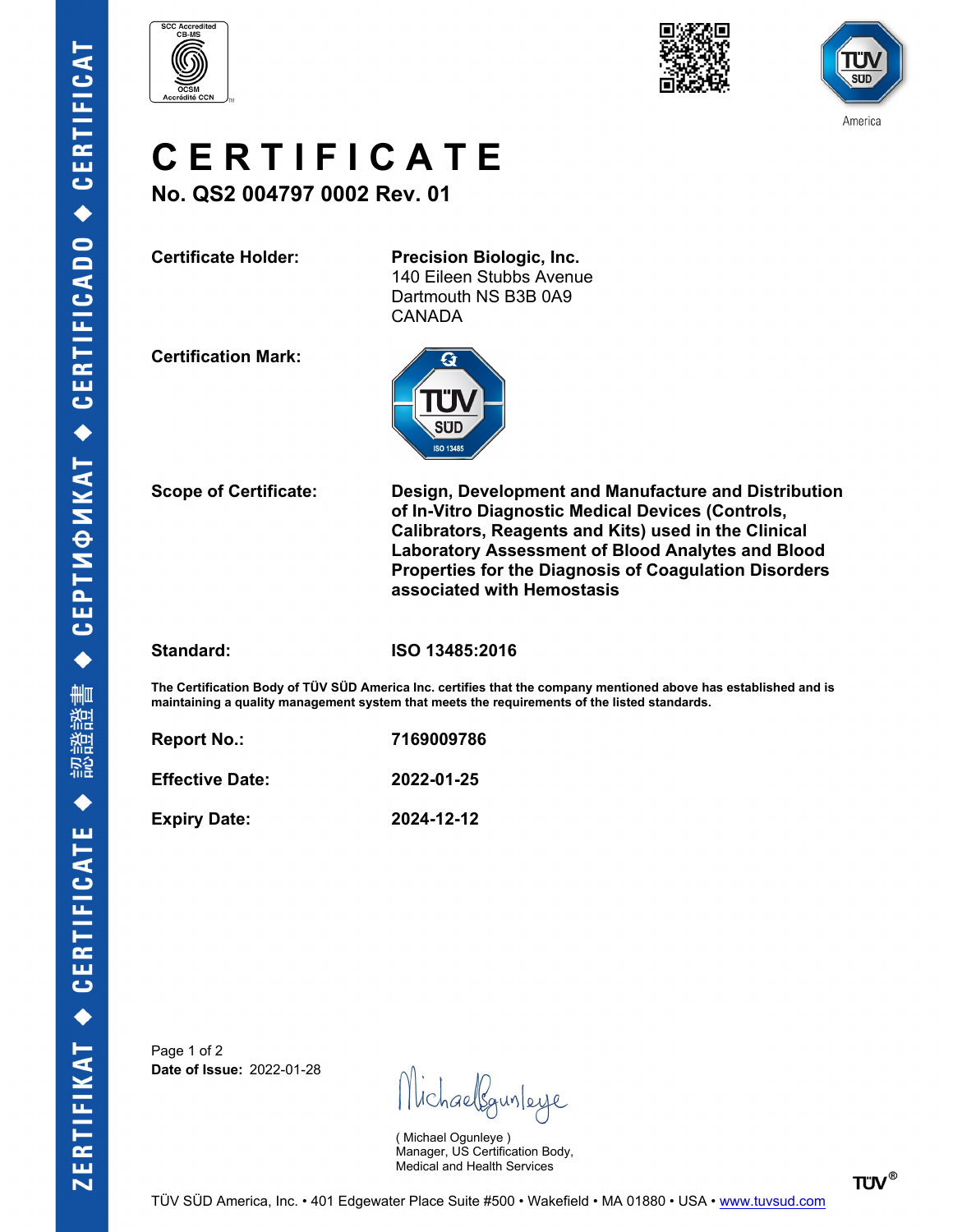SCC Accredited CB-MS
OCSM Accrédité CCN

TÜV SÜD America

# CERTIFICATE

## No. QS2 004797 0002 Rev. 01

**Certificate Holder:** **Precision Biologic, Inc.**
140 Eileen Stubbs Avenue
Dartmouth NS B3B 0A9
CANADA

**Certification Mark:** TÜV SÜD ISO 13485

**Scope of Certificate:** **Design, Development and Manufacture and Distribution of In-Vitro Diagnostic Medical Devices (Controls, Calibrators, Reagents and Kits) used in the Clinical Laboratory Assessment of Blood Analytes and Blood Properties for the Diagnosis of Coagulation Disorders associated with Hemostasis**

**Standard:** **ISO 13485:2016**

**The Certification Body of TÜV SÜD America Inc. certifies that the company mentioned above has established and is maintaining a quality management system that meets the requirements of the listed standards.**

**Report No.:** **7169009786**

**Effective Date:** **2022-01-25**

**Expiry Date:** **2024-12-12**

**Date of Issue:** 2022-01-28

( Michael Ogunleye )
Manager, US Certification Body,
Medical and Health Services

TÜV SÜD America, Inc. • 401 Edgewater Place Suite #500 • Wakefield • MA 01880 • USA • www.tuvsud.com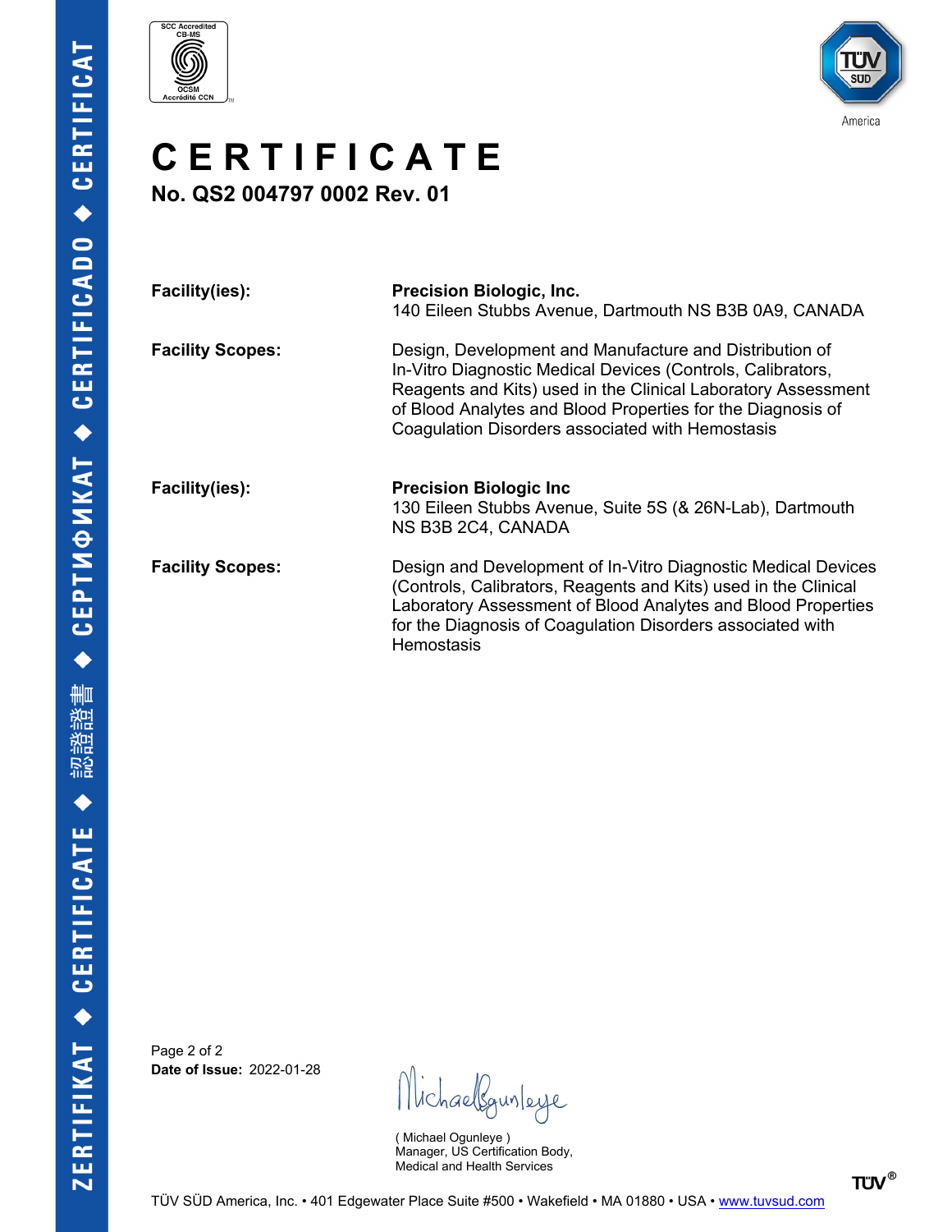# CERTIFICATE

**No. QS2 004797 0002 Rev. 01**

| | |
|---|---|
| **Facility(ies):** | **Precision Biologic, Inc.** 140 Eileen Stubbs Avenue, Dartmouth NS B3B 0A9, CANADA |
| **Facility Scopes:** | Design, Development and Manufacture and Distribution of In-Vitro Diagnostic Medical Devices (Controls, Calibrators, Reagents and Kits) used in the Clinical Laboratory Assessment of Blood Analytes and Blood Properties for the Diagnosis of Coagulation Disorders associated with Hemostasis |
| **Facility(ies):** | **Precision Biologic Inc** 130 Eileen Stubbs Avenue, Suite 5S (& 26N-Lab), Dartmouth NS B3B 2C4, CANADA |
| **Facility Scopes:** | Design and Development of In-Vitro Diagnostic Medical Devices (Controls, Calibrators, Reagents and Kits) used in the Clinical Laboratory Assessment of Blood Analytes and Blood Properties for the Diagnosis of Coagulation Disorders associated with Hemostasis |

**Date of Issue:** 2022-01-28

( Michael Ogunleye )
Manager, US Certification Body,
Medical and Health Services

TÜV SÜD America, Inc. • 401 Edgewater Place Suite #500 • Wakefield • MA 01880 • USA • www.tuvsud.com